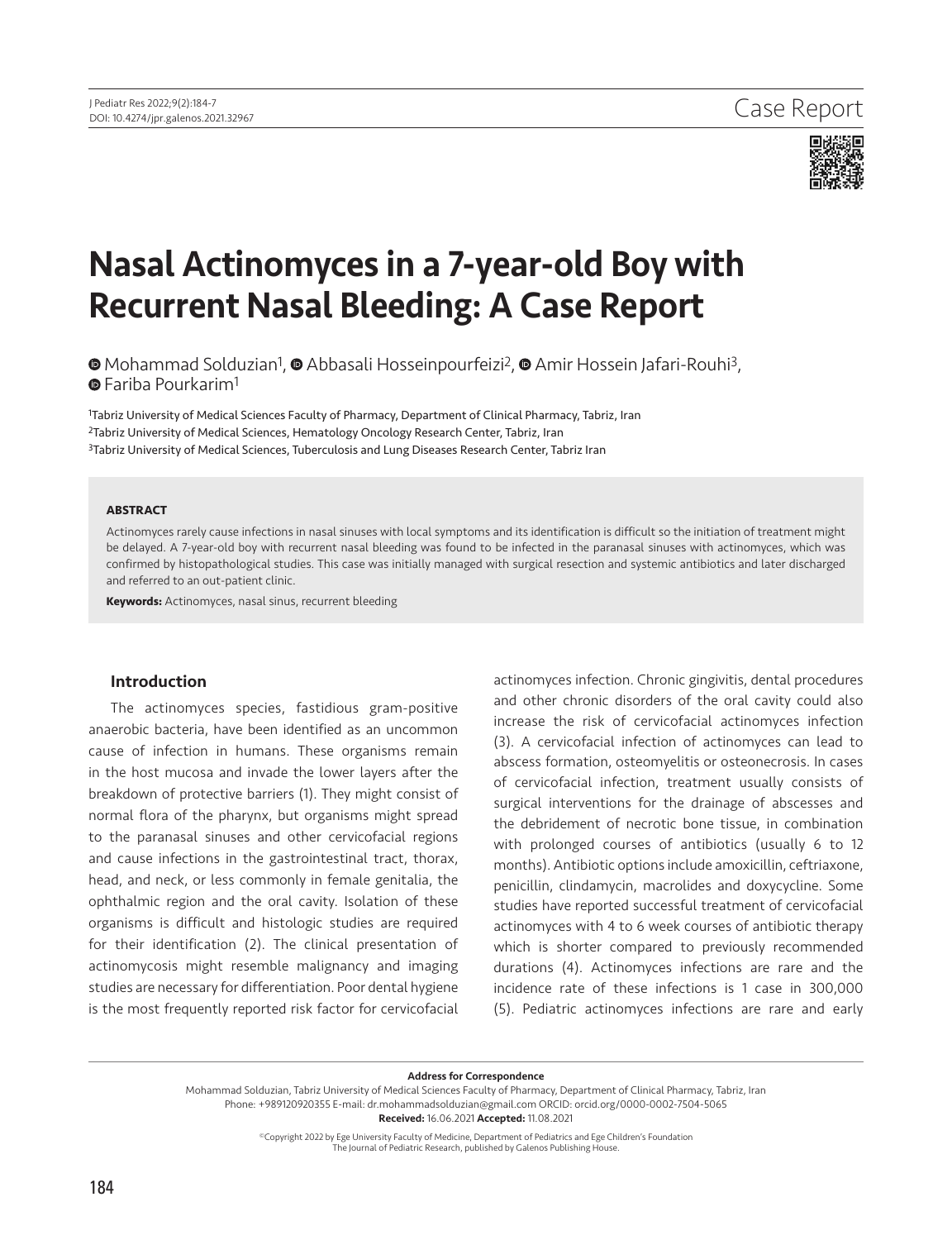Case Report

# Nasal Actinomyces in a 7-year-old Boy with Recurrent Nasal Bleeding: A Case Report

Mohammad Solduzian[1], Abbasali Hosseinpourfeizi[2], Amir Hossein Jafari-Rouhi[3], Fariba Pourkarim[1]

[1]Tabriz University of Medical Sciences Faculty of Pharmacy, Department of Clinical Pharmacy, Tabriz, Iran
[2]Tabriz University of Medical Sciences, Hematology Oncology Research Center, Tabriz, Iran
[3]Tabriz University of Medical Sciences, Tuberculosis and Lung Diseases Research Center, Tabriz Iran

### ABSTRACT

Actinomyces rarely cause infections in nasal sinuses with local symptoms and its identification is difficult so the initiation of treatment might be delayed. A 7-year-old boy with recurrent nasal bleeding was found to be infected in the paranasal sinuses with actinomyces, which was confirmed by histopathological studies. This case was initially managed with surgical resection and systemic antibiotics and later discharged and referred to an out-patient clinic.

**Keywords:** Actinomyces, nasal sinus, recurrent bleeding

## Introduction

The actinomyces species, fastidious gram-positive anaerobic bacteria, have been identified as an uncommon cause of infection in humans. These organisms remain in the host mucosa and invade the lower layers after the breakdown of protective barriers (1). They might consist of normal flora of the pharynx, but organisms might spread to the paranasal sinuses and other cervicofacial regions and cause infections in the gastrointestinal tract, thorax, head, and neck, or less commonly in female genitalia, the ophthalmic region and the oral cavity. Isolation of these organisms is difficult and histologic studies are required for their identification (2). The clinical presentation of actinomycosis might resemble malignancy and imaging studies are necessary for differentiation. Poor dental hygiene is the most frequently reported risk factor for cervicofacial actinomyces infection. Chronic gingivitis, dental procedures and other chronic disorders of the oral cavity could also increase the risk of cervicofacial actinomyces infection (3). A cervicofacial infection of actinomyces can lead to abscess formation, osteomyelitis or osteonecrosis. In cases of cervicofacial infection, treatment usually consists of surgical interventions for the drainage of abscesses and the debridement of necrotic bone tissue, in combination with prolonged courses of antibiotics (usually 6 to 12 months). Antibiotic options include amoxicillin, ceftriaxone, penicillin, clindamycin, macrolides and doxycycline. Some studies have reported successful treatment of cervicofacial actinomyces with 4 to 6 week courses of antibiotic therapy which is shorter compared to previously recommended durations (4). Actinomyces infections are rare and the incidence rate of these infections is 1 case in 300,000 (5). Pediatric actinomyces infections are rare and early

**Address for Correspondence**
Mohammad Solduzian, Tabriz University of Medical Sciences Faculty of Pharmacy, Department of Clinical Pharmacy, Tabriz, Iran
Phone: +989120920355 E-mail: dr.mohammadsolduzian@gmail.com ORCID: orcid.org/0000-0002-7504-5065
**Received:** 16.06.2021 **Accepted:** 11.08.2021

©Copyright 2022 by Ege University Faculty of Medicine, Department of Pediatrics and Ege Children's Foundation
The Journal of Pediatric Research, published by Galenos Publishing House.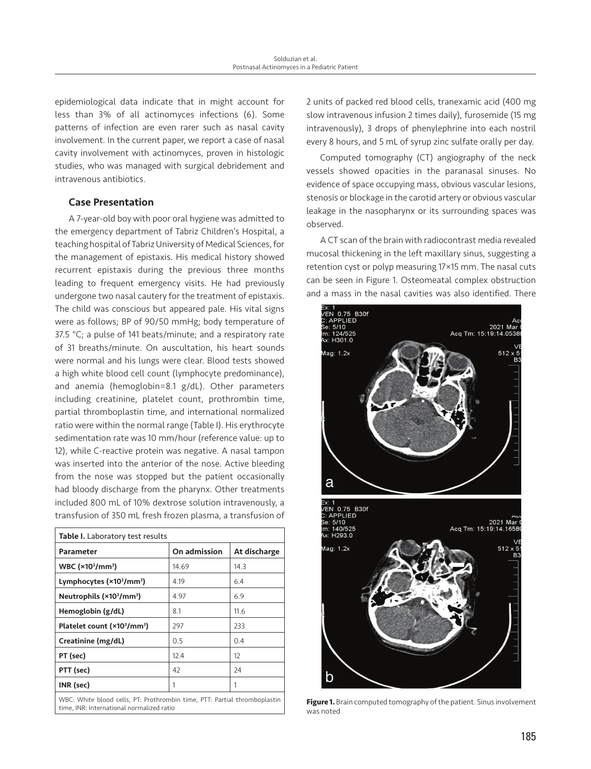epidemiological data indicate that in might account for less than 3% of all actinomyces infections (6). Some patterns of infection are even rarer such as nasal cavity involvement. In the current paper, we report a case of nasal cavity involvement with actinomyces, proven in histologic studies, who was managed with surgical debridement and intravenous antibiotics.

## Case Presentation

A 7-year-old boy with poor oral hygiene was admitted to the emergency department of Tabriz Children's Hospital, a teaching hospital of Tabriz University of Medical Sciences, for the management of epistaxis. His medical history showed recurrent epistaxis during the previous three months leading to frequent emergency visits. He had previously undergone two nasal cautery for the treatment of epistaxis. The child was conscious but appeared pale. His vital signs were as follows; BP of 90/50 mmHg; body temperature of 37.5 °C; a pulse of 141 beats/minute; and a respiratory rate of 31 breaths/minute. On auscultation, his heart sounds were normal and his lungs were clear. Blood tests showed a high white blood cell count (lymphocyte predominance), and anemia (hemoglobin=8.1 g/dL). Other parameters including creatinine, platelet count, prothrombin time, partial thromboplastin time, and international normalized ratio were within the normal range (Table I). His erythrocyte sedimentation rate was 10 mm/hour (reference value: up to 12), while C-reactive protein was negative. A nasal tampon was inserted into the anterior of the nose. Active bleeding from the nose was stopped but the patient occasionally had bloody discharge from the pharynx. Other treatments included 800 mL of 10% dextrose solution intravenously, a transfusion of 350 mL fresh frozen plasma, a transfusion of 2 units of packed red blood cells, tranexamic acid (400 mg slow intravenous infusion 2 times daily), furosemide (15 mg intravenously), 3 drops of phenylephrine into each nostril every 8 hours, and 5 mL of syrup zinc sulfate orally per day.

**Table I.** Laboratory test results

| Parameter | On admission | At discharge |
|---|---|---|
| **WBC (×10$^3$/mm$^3$)** | 14.69 | 14.3 |
| **Lymphocytes (×10$^3$/mm$^3$)** | 4.19 | 6.4 |
| **Neutrophils (×10$^3$/mm$^3$)** | 4.97 | 6.9 |
| **Hemoglobin (g/dL)** | 8.1 | 11.6 |
| **Platelet count (×10$^3$/mm$^3$)** | 297 | 233 |
| **Creatinine (mg/dL)** | 0.5 | 0.4 |
| **PT (sec)** | 12.4 | 12 |
| **PTT (sec)** | 42 | 24 |
| **INR (sec)** | 1 | 1 |

WBC: White blood cells, PT: Prothrombin time, PTT: Partial thromboplastin time, INR: International normalized ratio

Computed tomography (CT) angiography of the neck vessels showed opacities in the paranasal sinuses. No evidence of space occupying mass, obvious vascular lesions, stenosis or blockage in the carotid artery or obvious vascular leakage in the nasopharynx or its surrounding spaces was observed.

A CT scan of the brain with radiocontrast media revealed mucosal thickening in the left maxillary sinus, suggesting a retention cyst or polyp measuring 17×15 mm. The nasal cuts can be seen in Figure 1. Osteomeatal complex obstruction and a mass in the nasal cavities was also identified. There

**Figure 1.** Brain computed tomography of the patient. Sinus involvement was noted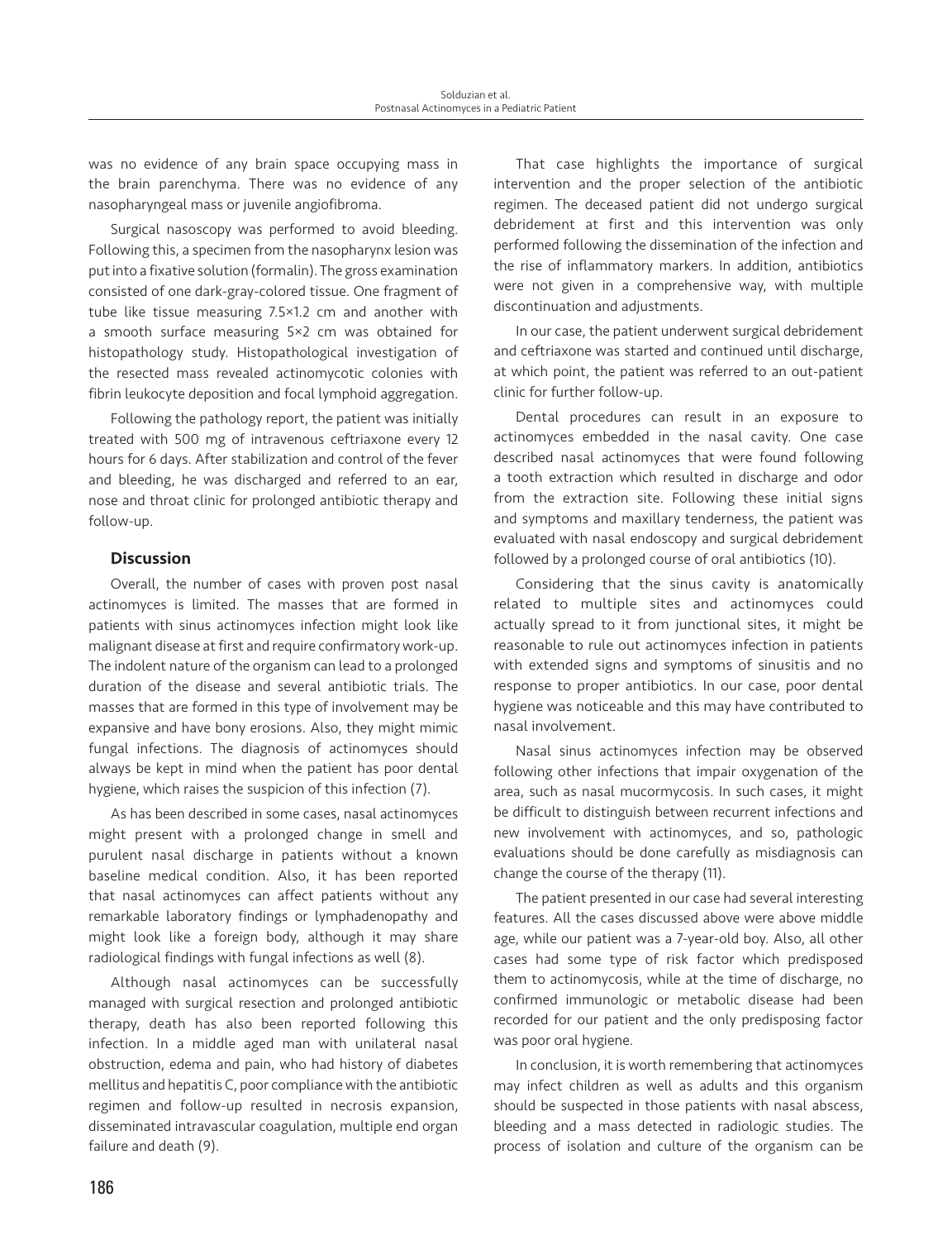was no evidence of any brain space occupying mass in the brain parenchyma. There was no evidence of any nasopharyngeal mass or juvenile angiofibroma.

Surgical nasoscopy was performed to avoid bleeding. Following this, a specimen from the nasopharynx lesion was put into a fixative solution (formalin). The gross examination consisted of one dark-gray-colored tissue. One fragment of tube like tissue measuring 7.5×1.2 cm and another with a smooth surface measuring 5×2 cm was obtained for histopathology study. Histopathological investigation of the resected mass revealed actinomycotic colonies with fibrin leukocyte deposition and focal lymphoid aggregation.

Following the pathology report, the patient was initially treated with 500 mg of intravenous ceftriaxone every 12 hours for 6 days. After stabilization and control of the fever and bleeding, he was discharged and referred to an ear, nose and throat clinic for prolonged antibiotic therapy and follow-up.

## Discussion

Overall, the number of cases with proven post nasal actinomyces is limited. The masses that are formed in patients with sinus actinomyces infection might look like malignant disease at first and require confirmatory work-up. The indolent nature of the organism can lead to a prolonged duration of the disease and several antibiotic trials. The masses that are formed in this type of involvement may be expansive and have bony erosions. Also, they might mimic fungal infections. The diagnosis of actinomyces should always be kept in mind when the patient has poor dental hygiene, which raises the suspicion of this infection (7).

As has been described in some cases, nasal actinomyces might present with a prolonged change in smell and purulent nasal discharge in patients without a known baseline medical condition. Also, it has been reported that nasal actinomyces can affect patients without any remarkable laboratory findings or lymphadenopathy and might look like a foreign body, although it may share radiological findings with fungal infections as well (8).

Although nasal actinomyces can be successfully managed with surgical resection and prolonged antibiotic therapy, death has also been reported following this infection. In a middle aged man with unilateral nasal obstruction, edema and pain, who had history of diabetes mellitus and hepatitis C, poor compliance with the antibiotic regimen and follow-up resulted in necrosis expansion, disseminated intravascular coagulation, multiple end organ failure and death (9).

That case highlights the importance of surgical intervention and the proper selection of the antibiotic regimen. The deceased patient did not undergo surgical debridement at first and this intervention was only performed following the dissemination of the infection and the rise of inflammatory markers. In addition, antibiotics were not given in a comprehensive way, with multiple discontinuation and adjustments.

In our case, the patient underwent surgical debridement and ceftriaxone was started and continued until discharge, at which point, the patient was referred to an out-patient clinic for further follow-up.

Dental procedures can result in an exposure to actinomyces embedded in the nasal cavity. One case described nasal actinomyces that were found following a tooth extraction which resulted in discharge and odor from the extraction site. Following these initial signs and symptoms and maxillary tenderness, the patient was evaluated with nasal endoscopy and surgical debridement followed by a prolonged course of oral antibiotics (10).

Considering that the sinus cavity is anatomically related to multiple sites and actinomyces could actually spread to it from junctional sites, it might be reasonable to rule out actinomyces infection in patients with extended signs and symptoms of sinusitis and no response to proper antibiotics. In our case, poor dental hygiene was noticeable and this may have contributed to nasal involvement.

Nasal sinus actinomyces infection may be observed following other infections that impair oxygenation of the area, such as nasal mucormycosis. In such cases, it might be difficult to distinguish between recurrent infections and new involvement with actinomyces, and so, pathologic evaluations should be done carefully as misdiagnosis can change the course of the therapy (11).

The patient presented in our case had several interesting features. All the cases discussed above were above middle age, while our patient was a 7-year-old boy. Also, all other cases had some type of risk factor which predisposed them to actinomycosis, while at the time of discharge, no confirmed immunologic or metabolic disease had been recorded for our patient and the only predisposing factor was poor oral hygiene.

In conclusion, it is worth remembering that actinomyces may infect children as well as adults and this organism should be suspected in those patients with nasal abscess, bleeding and a mass detected in radiologic studies. The process of isolation and culture of the organism can be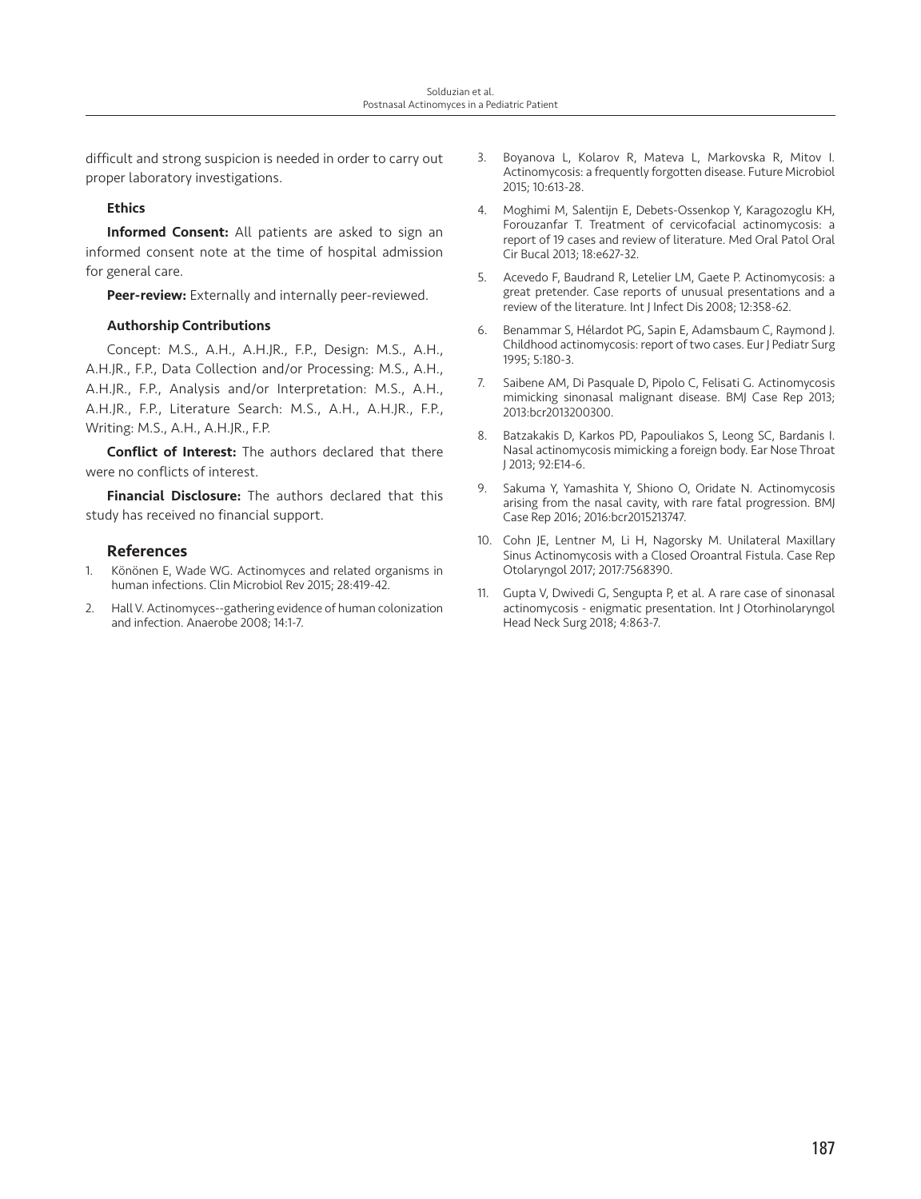difficult and strong suspicion is needed in order to carry out proper laboratory investigations.

**Ethics**

**Informed Consent:** All patients are asked to sign an informed consent note at the time of hospital admission for general care.

**Peer-review:** Externally and internally peer-reviewed.

**Authorship Contributions**

Concept: M.S., A.H., A.H.JR., F.P., Design: M.S., A.H., A.H.JR., F.P., Data Collection and/or Processing: M.S., A.H., A.H.JR., F.P., Analysis and/or Interpretation: M.S., A.H., A.H.JR., F.P., Literature Search: M.S., A.H., A.H.JR., F.P., Writing: M.S., A.H., A.H.JR., F.P.

**Conflict of Interest:** The authors declared that there were no conflicts of interest.

**Financial Disclosure:** The authors declared that this study has received no financial support.

## References

1. Könönen E, Wade WG. Actinomyces and related organisms in human infections. Clin Microbiol Rev 2015; 28:419-42.
2. Hall V. Actinomyces--gathering evidence of human colonization and infection. Anaerobe 2008; 14:1-7.
3. Boyanova L, Kolarov R, Mateva L, Markovska R, Mitov I. Actinomycosis: a frequently forgotten disease. Future Microbiol 2015; 10:613-28.
4. Moghimi M, Salentijn E, Debets-Ossenkop Y, Karagozoglu KH, Forouzanfar T. Treatment of cervicofacial actinomycosis: a report of 19 cases and review of literature. Med Oral Patol Oral Cir Bucal 2013; 18:e627-32.
5. Acevedo F, Baudrand R, Letelier LM, Gaete P. Actinomycosis: a great pretender. Case reports of unusual presentations and a review of the literature. Int J Infect Dis 2008; 12:358-62.
6. Benammar S, Hélardot PG, Sapin E, Adamsbaum C, Raymond J. Childhood actinomycosis: report of two cases. Eur J Pediatr Surg 1995; 5:180-3.
7. Saibene AM, Di Pasquale D, Pipolo C, Felisati G. Actinomycosis mimicking sinonasal malignant disease. BMJ Case Rep 2013; 2013:bcr2013200300.
8. Batzakakis D, Karkos PD, Papouliakos S, Leong SC, Bardanis I. Nasal actinomycosis mimicking a foreign body. Ear Nose Throat J 2013; 92:E14-6.
9. Sakuma Y, Yamashita Y, Shiono O, Oridate N. Actinomycosis arising from the nasal cavity, with rare fatal progression. BMJ Case Rep 2016; 2016:bcr2015213747.
10. Cohn JE, Lentner M, Li H, Nagorsky M. Unilateral Maxillary Sinus Actinomycosis with a Closed Oroantral Fistula. Case Rep Otolaryngol 2017; 2017:7568390.
11. Gupta V, Dwivedi G, Sengupta P, et al. A rare case of sinonasal actinomycosis - enigmatic presentation. Int J Otorhinolaryngol Head Neck Surg 2018; 4:863-7.